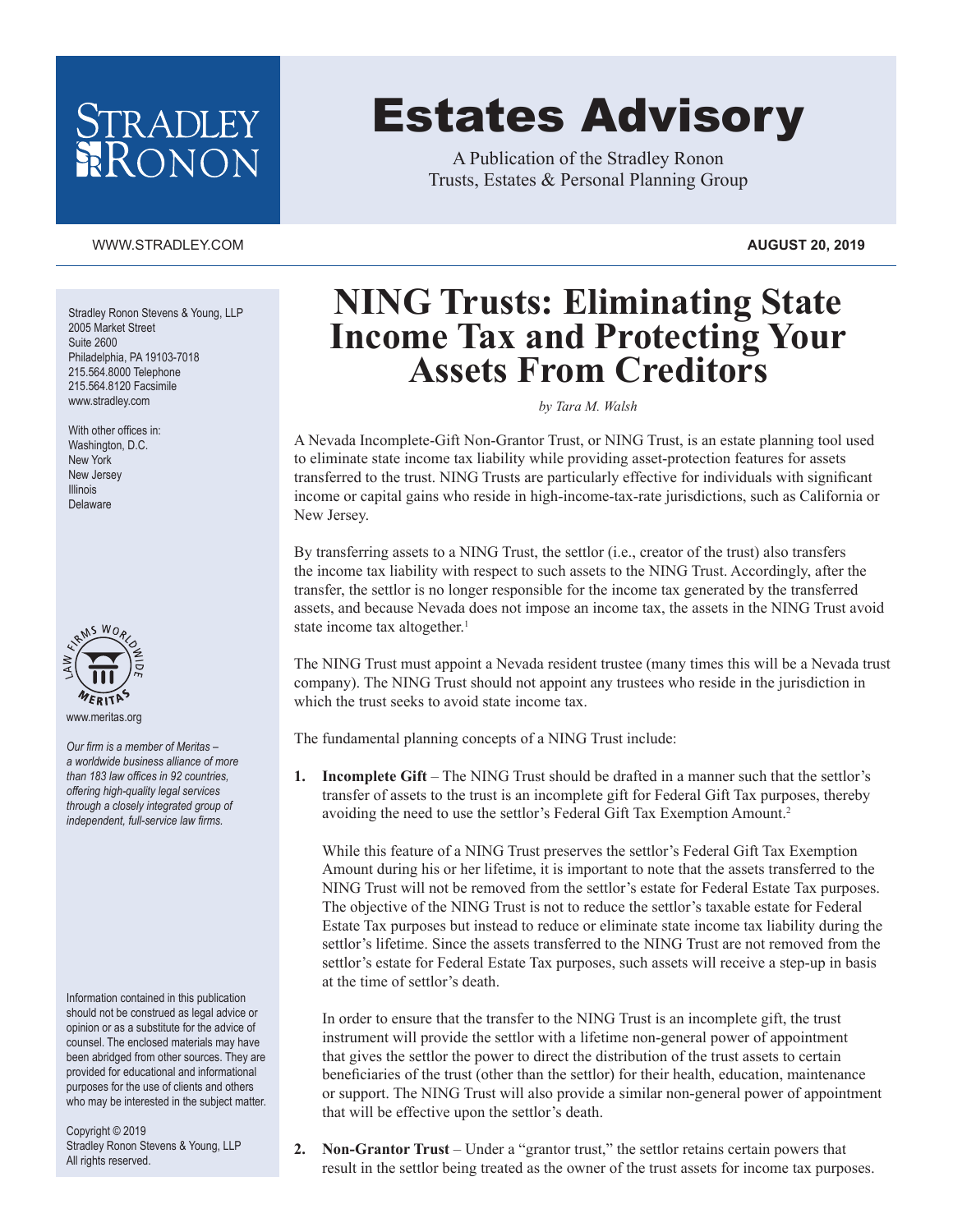# Estates Advisory

A Publication of the Stradley Ronon
Trusts, Estates & Personal Planning Group

WWW.STRADLEY.COM

**AUGUST 20, 2019**

Stradley Ronon Stevens & Young, LLP
2005 Market Street
Suite 2600
Philadelphia, PA 19103-7018
215.564.8000 Telephone
215.564.8120 Facsimile
www.stradley.com

With other offices in:
Washington, D.C.
New York
New Jersey
Illinois
Delaware

www.meritas.org

*Our firm is a member of Meritas – a worldwide business alliance of more than 183 law offices in 92 countries, offering high-quality legal services through a closely integrated group of independent, full-service law firms.*

Information contained in this publication should not be construed as legal advice or opinion or as a substitute for the advice of counsel. The enclosed materials may have been abridged from other sources. They are provided for educational and informational purposes for the use of clients and others who may be interested in the subject matter.

Copyright © 2019
Stradley Ronon Stevens & Young, LLP
All rights reserved.

## NING Trusts: Eliminating State Income Tax and Protecting Your Assets From Creditors

*by Tara M. Walsh*

A Nevada Incomplete-Gift Non-Grantor Trust, or NING Trust, is an estate planning tool used to eliminate state income tax liability while providing asset-protection features for assets transferred to the trust. NING Trusts are particularly effective for individuals with significant income or capital gains who reside in high-income-tax-rate jurisdictions, such as California or New Jersey.

By transferring assets to a NING Trust, the settlor (i.e., creator of the trust) also transfers the income tax liability with respect to such assets to the NING Trust. Accordingly, after the transfer, the settlor is no longer responsible for the income tax generated by the transferred assets, and because Nevada does not impose an income tax, the assets in the NING Trust avoid state income tax altogether.[1]

The NING Trust must appoint a Nevada resident trustee (many times this will be a Nevada trust company). The NING Trust should not appoint any trustees who reside in the jurisdiction in which the trust seeks to avoid state income tax.

The fundamental planning concepts of a NING Trust include:

1. **Incomplete Gift** – The NING Trust should be drafted in a manner such that the settlor's transfer of assets to the trust is an incomplete gift for Federal Gift Tax purposes, thereby avoiding the need to use the settlor's Federal Gift Tax Exemption Amount.[2]

   While this feature of a NING Trust preserves the settlor's Federal Gift Tax Exemption Amount during his or her lifetime, it is important to note that the assets transferred to the NING Trust will not be removed from the settlor's estate for Federal Estate Tax purposes. The objective of the NING Trust is not to reduce the settlor's taxable estate for Federal Estate Tax purposes but instead to reduce or eliminate state income tax liability during the settlor's lifetime. Since the assets transferred to the NING Trust are not removed from the settlor's estate for Federal Estate Tax purposes, such assets will receive a step-up in basis at the time of settlor's death.

   In order to ensure that the transfer to the NING Trust is an incomplete gift, the trust instrument will provide the settlor with a lifetime non-general power of appointment that gives the settlor the power to direct the distribution of the trust assets to certain beneficiaries of the trust (other than the settlor) for their health, education, maintenance or support. The NING Trust will also provide a similar non-general power of appointment that will be effective upon the settlor's death.

2. **Non-Grantor Trust** – Under a "grantor trust," the settlor retains certain powers that result in the settlor being treated as the owner of the trust assets for income tax purposes.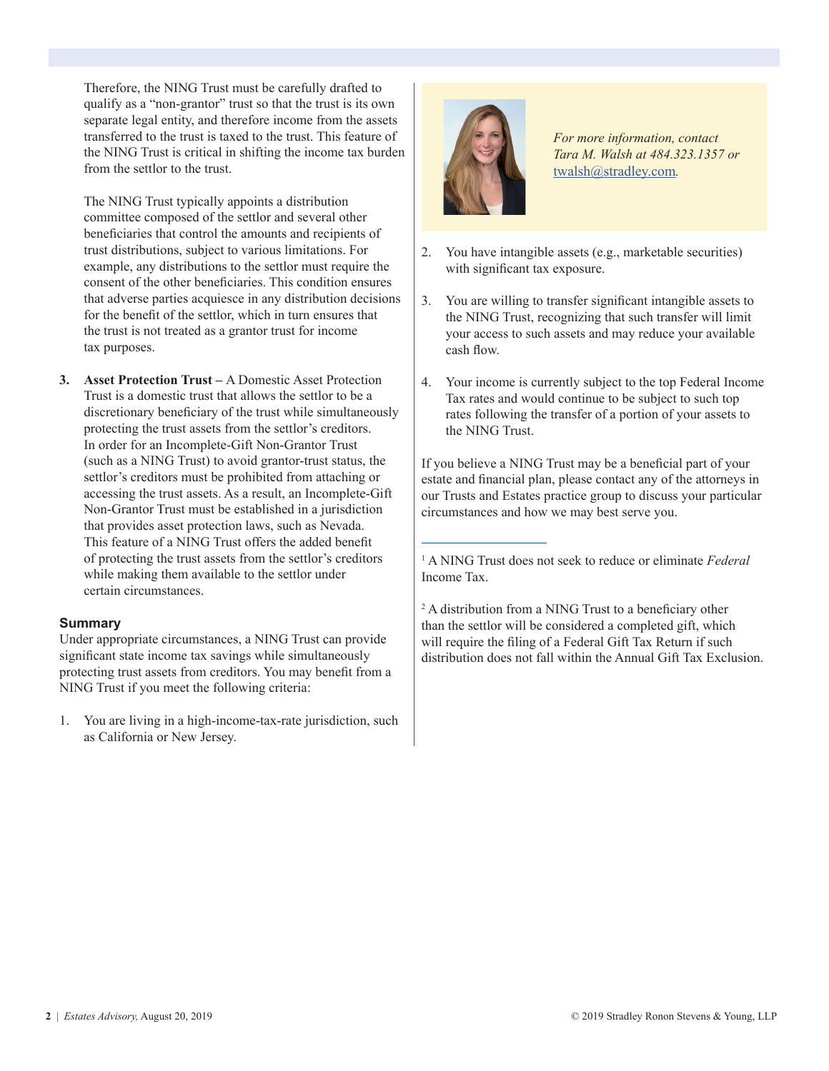Therefore, the NING Trust must be carefully drafted to qualify as a "non-grantor" trust so that the trust is its own separate legal entity, and therefore income from the assets transferred to the trust is taxed to the trust. This feature of the NING Trust is critical in shifting the income tax burden from the settlor to the trust.

The NING Trust typically appoints a distribution committee composed of the settlor and several other beneficiaries that control the amounts and recipients of trust distributions, subject to various limitations. For example, any distributions to the settlor must require the consent of the other beneficiaries. This condition ensures that adverse parties acquiesce in any distribution decisions for the benefit of the settlor, which in turn ensures that the trust is not treated as a grantor trust for income tax purposes.

3. **Asset Protection Trust –** A Domestic Asset Protection Trust is a domestic trust that allows the settlor to be a discretionary beneficiary of the trust while simultaneously protecting the trust assets from the settlor's creditors. In order for an Incomplete-Gift Non-Grantor Trust (such as a NING Trust) to avoid grantor-trust status, the settlor's creditors must be prohibited from attaching or accessing the trust assets. As a result, an Incomplete-Gift Non-Grantor Trust must be established in a jurisdiction that provides asset protection laws, such as Nevada. This feature of a NING Trust offers the added benefit of protecting the trust assets from the settlor's creditors while making them available to the settlor under certain circumstances.

## Summary

Under appropriate circumstances, a NING Trust can provide significant state income tax savings while simultaneously protecting trust assets from creditors. You may benefit from a NING Trust if you meet the following criteria:

1. You are living in a high-income-tax-rate jurisdiction, such as California or New Jersey.
2. You have intangible assets (e.g., marketable securities) with significant tax exposure.
3. You are willing to transfer significant intangible assets to the NING Trust, recognizing that such transfer will limit your access to such assets and may reduce your available cash flow.
4. Your income is currently subject to the top Federal Income Tax rates and would continue to be subject to such top rates following the transfer of a portion of your assets to the NING Trust.

If you believe a NING Trust may be a beneficial part of your estate and financial plan, please contact any of the attorneys in our Trusts and Estates practice group to discuss your particular circumstances and how we may best serve you.

*For more information, contact Tara M. Walsh at 484.323.1357 or twalsh@stradley.com.*

---

[1] A NING Trust does not seek to reduce or eliminate *Federal* Income Tax.

[2] A distribution from a NING Trust to a beneficiary other than the settlor will be considered a completed gift, which will require the filing of a Federal Gift Tax Return if such distribution does not fall within the Annual Gift Tax Exclusion.